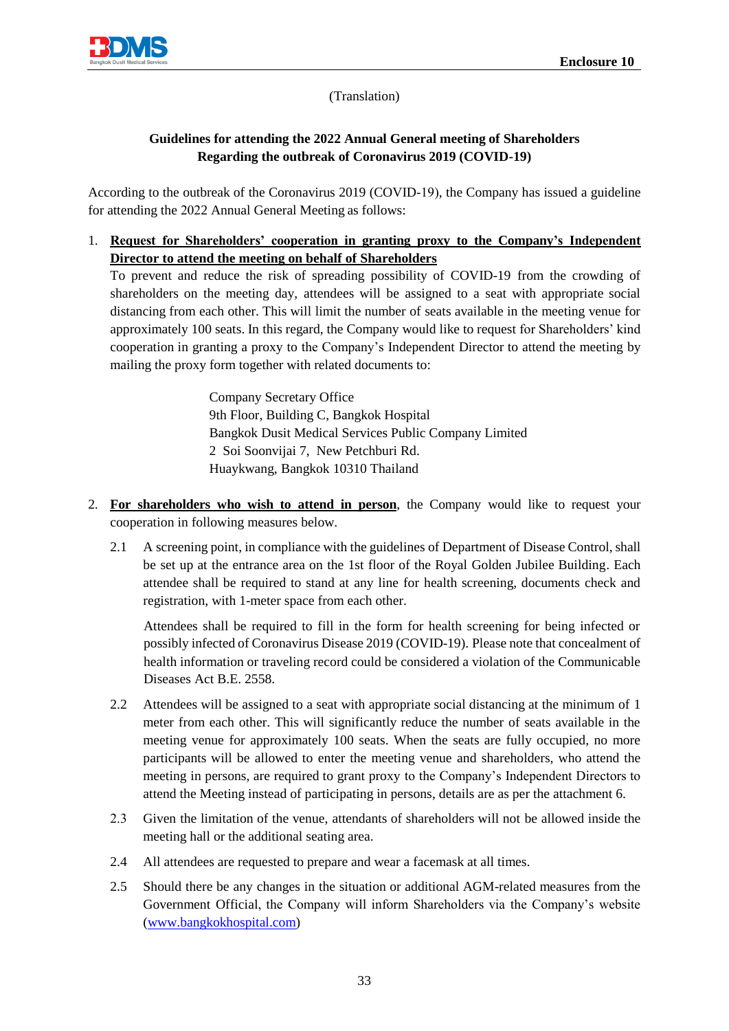Enclosure 10

(Translation)

**Guidelines for attending the 2022 Annual General meeting of Shareholders**
**Regarding the outbreak of Coronavirus 2019 (COVID-19)**

According to the outbreak of the Coronavirus 2019 (COVID-19), the Company has issued a guideline for attending the 2022 Annual General Meeting as follows:

1. **Request for Shareholders' cooperation in granting proxy to the Company's Independent Director to attend the meeting on behalf of Shareholders**
   To prevent and reduce the risk of spreading possibility of COVID-19 from the crowding of shareholders on the meeting day, attendees will be assigned to a seat with appropriate social distancing from each other. This will limit the number of seats available in the meeting venue for approximately 100 seats. In this regard, the Company would like to request for Shareholders' kind cooperation in granting a proxy to the Company's Independent Director to attend the meeting by mailing the proxy form together with related documents to:

   Company Secretary Office
   9th Floor, Building C, Bangkok Hospital
   Bangkok Dusit Medical Services Public Company Limited
   2 Soi Soonvijai 7, New Petchburi Rd.
   Huaykwang, Bangkok 10310 Thailand

2. **For shareholders who wish to attend in person**, the Company would like to request your cooperation in following measures below.

   2.1 A screening point, in compliance with the guidelines of Department of Disease Control, shall be set up at the entrance area on the 1st floor of the Royal Golden Jubilee Building. Each attendee shall be required to stand at any line for health screening, documents check and registration, with 1-meter space from each other.

   Attendees shall be required to fill in the form for health screening for being infected or possibly infected of Coronavirus Disease 2019 (COVID-19). Please note that concealment of health information or traveling record could be considered a violation of the Communicable Diseases Act B.E. 2558.

   2.2 Attendees will be assigned to a seat with appropriate social distancing at the minimum of 1 meter from each other. This will significantly reduce the number of seats available in the meeting venue for approximately 100 seats. When the seats are fully occupied, no more participants will be allowed to enter the meeting venue and shareholders, who attend the meeting in persons, are required to grant proxy to the Company's Independent Directors to attend the Meeting instead of participating in persons, details are as per the attachment 6.

   2.3 Given the limitation of the venue, attendants of shareholders will not be allowed inside the meeting hall or the additional seating area.

   2.4 All attendees are requested to prepare and wear a facemask at all times.

   2.5 Should there be any changes in the situation or additional AGM-related measures from the Government Official, the Company will inform Shareholders via the Company's website (www.bangkokhospital.com)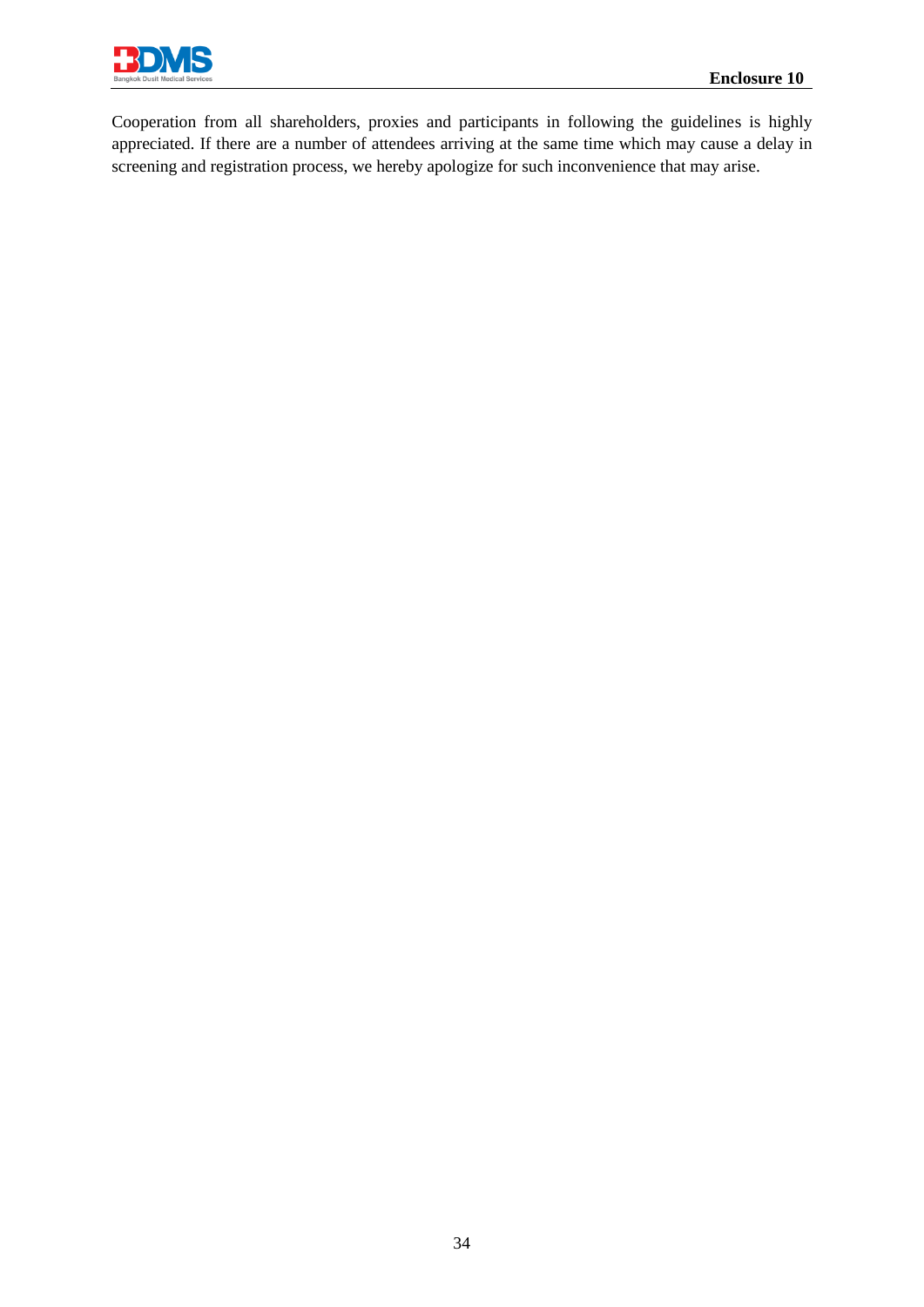Cooperation from all shareholders, proxies and participants in following the guidelines is highly appreciated. If there are a number of attendees arriving at the same time which may cause a delay in screening and registration process, we hereby apologize for such inconvenience that may arise.